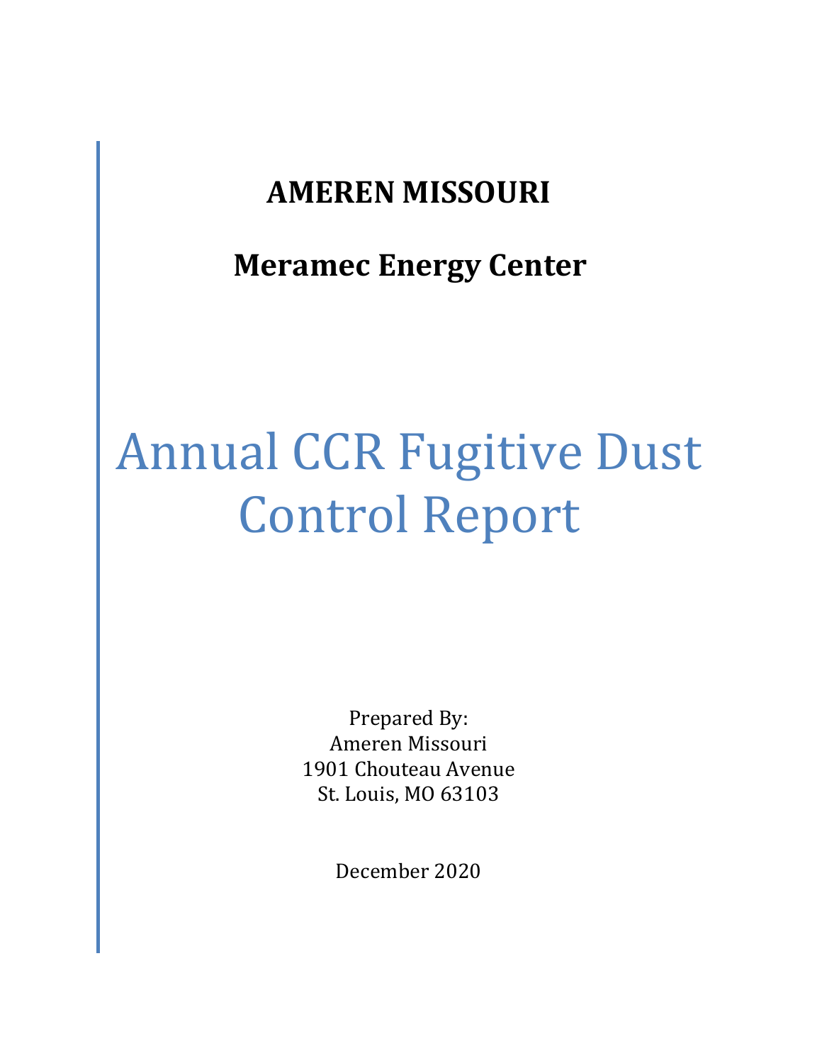# AMEREN MISSOURI

## Meramec Energy Center

# Annual CCR Fugitive Dust Control Report

Prepared By:
Ameren Missouri
1901 Chouteau Avenue
St. Louis, MO 63103

December 2020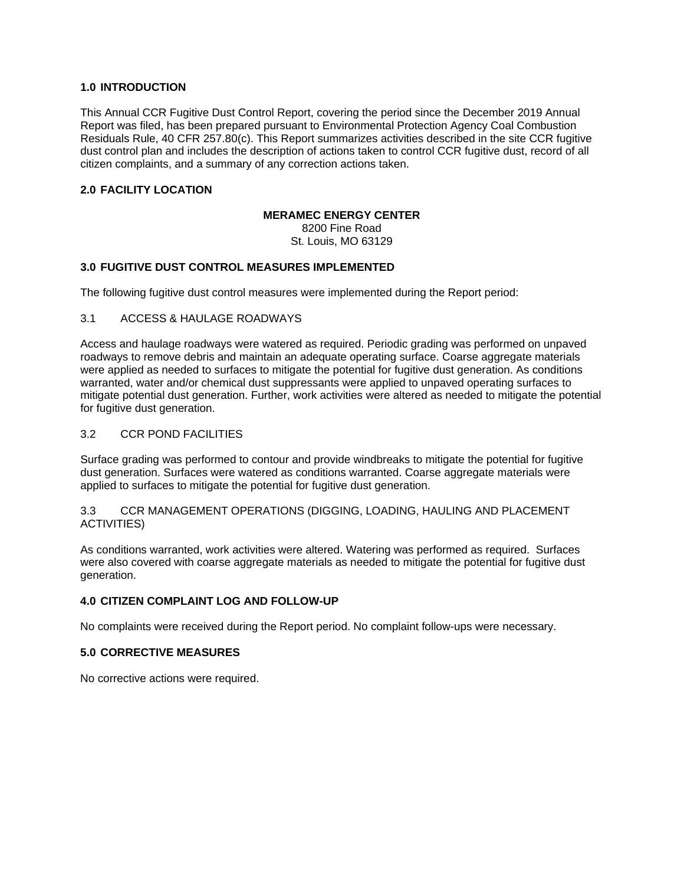## 1.0 INTRODUCTION

This Annual CCR Fugitive Dust Control Report, covering the period since the December 2019 Annual Report was filed, has been prepared pursuant to Environmental Protection Agency Coal Combustion Residuals Rule, 40 CFR 257.80(c). This Report summarizes activities described in the site CCR fugitive dust control plan and includes the description of actions taken to control CCR fugitive dust, record of all citizen complaints, and a summary of any correction actions taken.

## 2.0 FACILITY LOCATION

**MERAMEC ENERGY CENTER**
8200 Fine Road
St. Louis, MO 63129

## 3.0 FUGITIVE DUST CONTROL MEASURES IMPLEMENTED

The following fugitive dust control measures were implemented during the Report period:

### 3.1 ACCESS & HAULAGE ROADWAYS

Access and haulage roadways were watered as required. Periodic grading was performed on unpaved roadways to remove debris and maintain an adequate operating surface. Coarse aggregate materials were applied as needed to surfaces to mitigate the potential for fugitive dust generation. As conditions warranted, water and/or chemical dust suppressants were applied to unpaved operating surfaces to mitigate potential dust generation. Further, work activities were altered as needed to mitigate the potential for fugitive dust generation.

### 3.2 CCR POND FACILITIES

Surface grading was performed to contour and provide windbreaks to mitigate the potential for fugitive dust generation. Surfaces were watered as conditions warranted. Coarse aggregate materials were applied to surfaces to mitigate the potential for fugitive dust generation.

### 3.3 CCR MANAGEMENT OPERATIONS (DIGGING, LOADING, HAULING AND PLACEMENT ACTIVITIES)

As conditions warranted, work activities were altered. Watering was performed as required. Surfaces were also covered with coarse aggregate materials as needed to mitigate the potential for fugitive dust generation.

## 4.0 CITIZEN COMPLAINT LOG AND FOLLOW-UP

No complaints were received during the Report period. No complaint follow-ups were necessary.

## 5.0 CORRECTIVE MEASURES

No corrective actions were required.